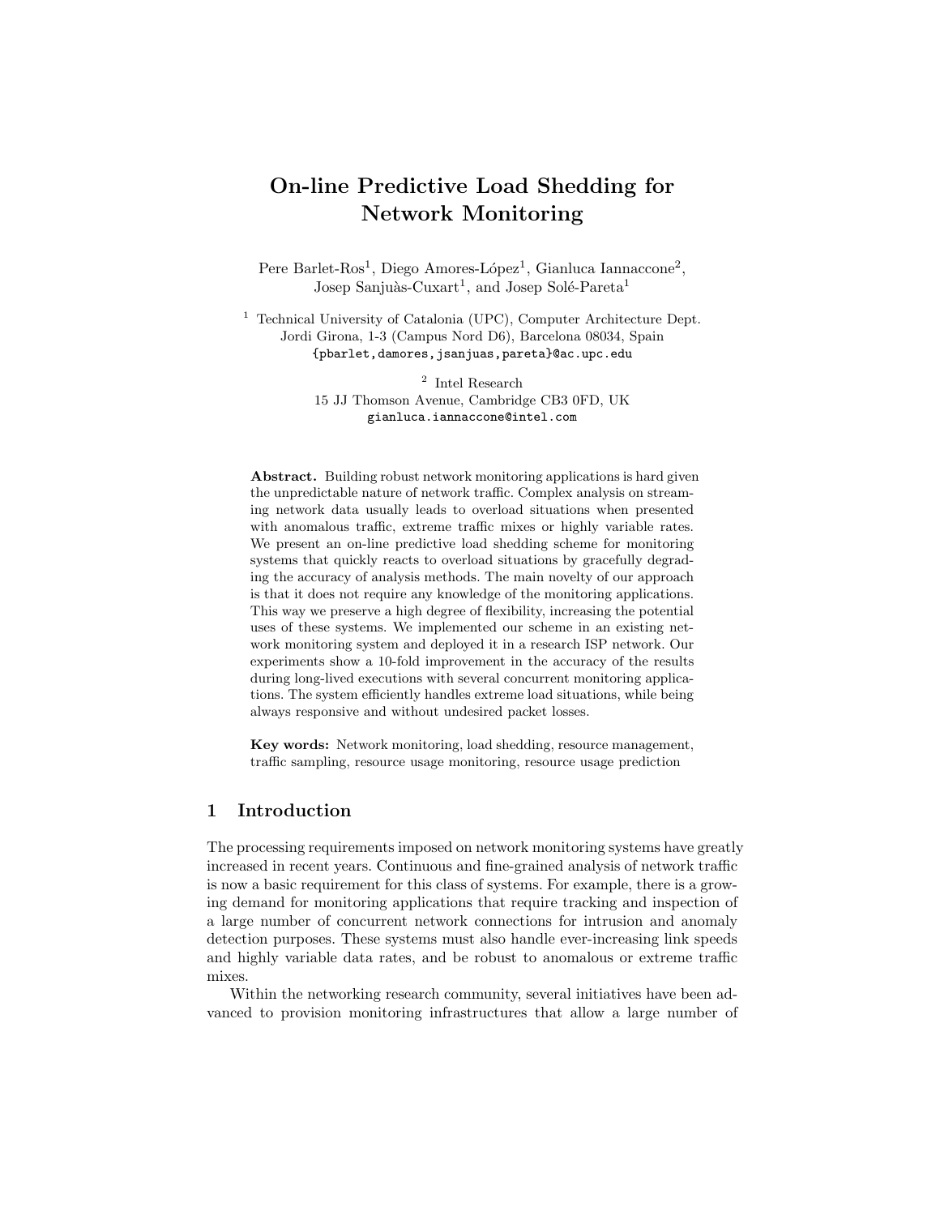# On-line Predictive Load Shedding for Network Monitoring

Pere Barlet-Ros[1], Diego Amores-López[1], Gianluca Iannaccone[2], Josep Sanjuàs-Cuxart[1], and Josep Solé-Pareta[1]

[1] Technical University of Catalonia (UPC), Computer Architecture Dept.
Jordi Girona, 1-3 (Campus Nord D6), Barcelona 08034, Spain
{pbarlet,damores,jsanjuas,pareta}@ac.upc.edu

[2] Intel Research
15 JJ Thomson Avenue, Cambridge CB3 0FD, UK
gianluca.iannaccone@intel.com

**Abstract.** Building robust network monitoring applications is hard given the unpredictable nature of network traffic. Complex analysis on streaming network data usually leads to overload situations when presented with anomalous traffic, extreme traffic mixes or highly variable rates. We present an on-line predictive load shedding scheme for monitoring systems that quickly reacts to overload situations by gracefully degrading the accuracy of analysis methods. The main novelty of our approach is that it does not require any knowledge of the monitoring applications. This way we preserve a high degree of flexibility, increasing the potential uses of these systems. We implemented our scheme in an existing network monitoring system and deployed it in a research ISP network. Our experiments show a 10-fold improvement in the accuracy of the results during long-lived executions with several concurrent monitoring applications. The system efficiently handles extreme load situations, while being always responsive and without undesired packet losses.

**Key words:** Network monitoring, load shedding, resource management, traffic sampling, resource usage monitoring, resource usage prediction

## 1 Introduction

The processing requirements imposed on network monitoring systems have greatly increased in recent years. Continuous and fine-grained analysis of network traffic is now a basic requirement for this class of systems. For example, there is a growing demand for monitoring applications that require tracking and inspection of a large number of concurrent network connections for intrusion and anomaly detection purposes. These systems must also handle ever-increasing link speeds and highly variable data rates, and be robust to anomalous or extreme traffic mixes.

Within the networking research community, several initiatives have been advanced to provision monitoring infrastructures that allow a large number of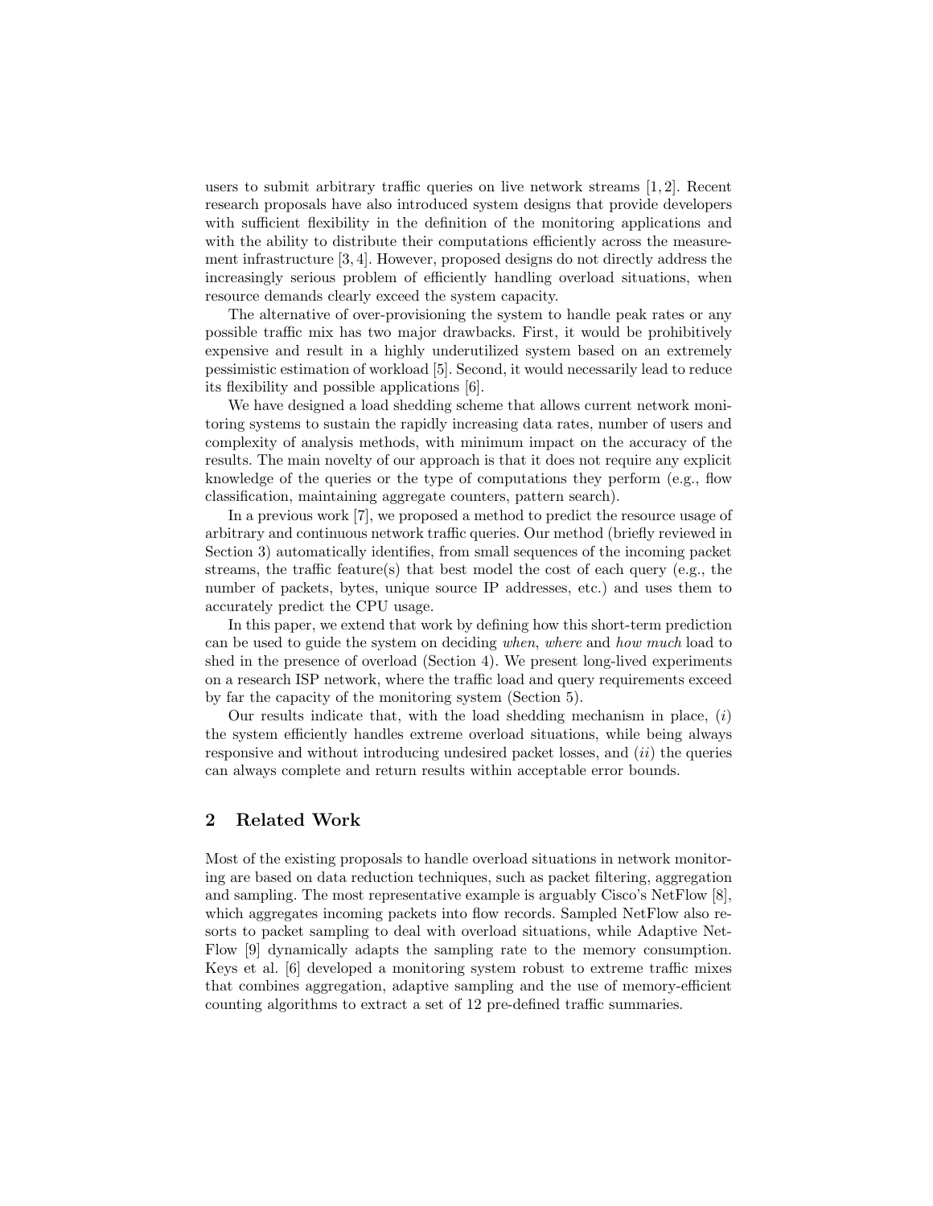users to submit arbitrary traffic queries on live network streams [1, 2]. Recent research proposals have also introduced system designs that provide developers with sufficient flexibility in the definition of the monitoring applications and with the ability to distribute their computations efficiently across the measurement infrastructure [3, 4]. However, proposed designs do not directly address the increasingly serious problem of efficiently handling overload situations, when resource demands clearly exceed the system capacity.

The alternative of over-provisioning the system to handle peak rates or any possible traffic mix has two major drawbacks. First, it would be prohibitively expensive and result in a highly underutilized system based on an extremely pessimistic estimation of workload [5]. Second, it would necessarily lead to reduce its flexibility and possible applications [6].

We have designed a load shedding scheme that allows current network monitoring systems to sustain the rapidly increasing data rates, number of users and complexity of analysis methods, with minimum impact on the accuracy of the results. The main novelty of our approach is that it does not require any explicit knowledge of the queries or the type of computations they perform (e.g., flow classification, maintaining aggregate counters, pattern search).

In a previous work [7], we proposed a method to predict the resource usage of arbitrary and continuous network traffic queries. Our method (briefly reviewed in Section 3) automatically identifies, from small sequences of the incoming packet streams, the traffic feature(s) that best model the cost of each query (e.g., the number of packets, bytes, unique source IP addresses, etc.) and uses them to accurately predict the CPU usage.

In this paper, we extend that work by defining how this short-term prediction can be used to guide the system on deciding *when*, *where* and *how much* load to shed in the presence of overload (Section 4). We present long-lived experiments on a research ISP network, where the traffic load and query requirements exceed by far the capacity of the monitoring system (Section 5).

Our results indicate that, with the load shedding mechanism in place, (*i*) the system efficiently handles extreme overload situations, while being always responsive and without introducing undesired packet losses, and (*ii*) the queries can always complete and return results within acceptable error bounds.

## 2 Related Work

Most of the existing proposals to handle overload situations in network monitoring are based on data reduction techniques, such as packet filtering, aggregation and sampling. The most representative example is arguably Cisco's NetFlow [8], which aggregates incoming packets into flow records. Sampled NetFlow also resorts to packet sampling to deal with overload situations, while Adaptive NetFlow [9] dynamically adapts the sampling rate to the memory consumption. Keys et al. [6] developed a monitoring system robust to extreme traffic mixes that combines aggregation, adaptive sampling and the use of memory-efficient counting algorithms to extract a set of 12 pre-defined traffic summaries.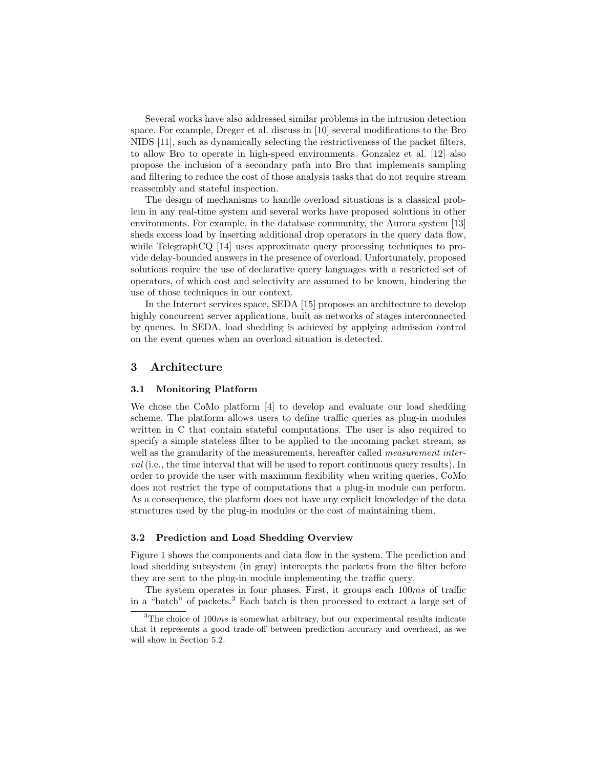Several works have also addressed similar problems in the intrusion detection space. For example, Dreger et al. discuss in [10] several modifications to the Bro NIDS [11], such as dynamically selecting the restrictiveness of the packet filters, to allow Bro to operate in high-speed environments. Gonzalez et al. [12] also propose the inclusion of a secondary path into Bro that implements sampling and filtering to reduce the cost of those analysis tasks that do not require stream reassembly and stateful inspection.

The design of mechanisms to handle overload situations is a classical problem in any real-time system and several works have proposed solutions in other environments. For example, in the database community, the Aurora system [13] sheds excess load by inserting additional drop operators in the query data flow, while TelegraphCQ [14] uses approximate query processing techniques to provide delay-bounded answers in the presence of overload. Unfortunately, proposed solutions require the use of declarative query languages with a restricted set of operators, of which cost and selectivity are assumed to be known, hindering the use of those techniques in our context.

In the Internet services space, SEDA [15] proposes an architecture to develop highly concurrent server applications, built as networks of stages interconnected by queues. In SEDA, load shedding is achieved by applying admission control on the event queues when an overload situation is detected.

## 3 Architecture

### 3.1 Monitoring Platform

We chose the CoMo platform [4] to develop and evaluate our load shedding scheme. The platform allows users to define traffic queries as plug-in modules written in C that contain stateful computations. The user is also required to specify a simple stateless filter to be applied to the incoming packet stream, as well as the granularity of the measurements, hereafter called *measurement interval* (i.e., the time interval that will be used to report continuous query results). In order to provide the user with maximum flexibility when writing queries, CoMo does not restrict the type of computations that a plug-in module can perform. As a consequence, the platform does not have any explicit knowledge of the data structures used by the plug-in modules or the cost of maintaining them.

### 3.2 Prediction and Load Shedding Overview

Figure 1 shows the components and data flow in the system. The prediction and load shedding subsystem (in gray) intercepts the packets from the filter before they are sent to the plug-in module implementing the traffic query.

The system operates in four phases. First, it groups each $100ms$ of traffic in a "batch" of packets.[3] Each batch is then processed to extract a large set of

[3] The choice of $100ms$ is somewhat arbitrary, but our experimental results indicate that it represents a good trade-off between prediction accuracy and overhead, as we will show in Section 5.2.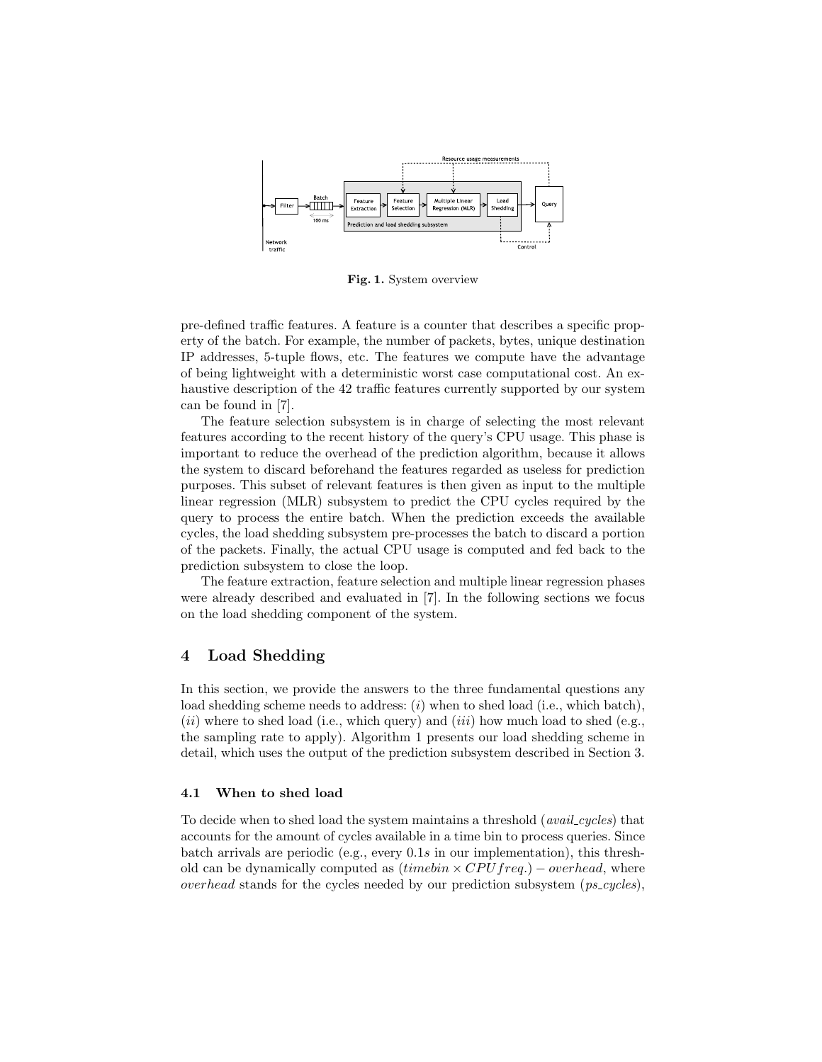**Fig. 1.** System overview

pre-defined traffic features. A feature is a counter that describes a specific property of the batch. For example, the number of packets, bytes, unique destination IP addresses, 5-tuple flows, etc. The features we compute have the advantage of being lightweight with a deterministic worst case computational cost. An exhaustive description of the 42 traffic features currently supported by our system can be found in [7].

The feature selection subsystem is in charge of selecting the most relevant features according to the recent history of the query's CPU usage. This phase is important to reduce the overhead of the prediction algorithm, because it allows the system to discard beforehand the features regarded as useless for prediction purposes. This subset of relevant features is then given as input to the multiple linear regression (MLR) subsystem to predict the CPU cycles required by the query to process the entire batch. When the prediction exceeds the available cycles, the load shedding subsystem pre-processes the batch to discard a portion of the packets. Finally, the actual CPU usage is computed and fed back to the prediction subsystem to close the loop.

The feature extraction, feature selection and multiple linear regression phases were already described and evaluated in [7]. In the following sections we focus on the load shedding component of the system.

## 4 Load Shedding

In this section, we provide the answers to the three fundamental questions any load shedding scheme needs to address: (*i*) when to shed load (i.e., which batch), (*ii*) where to shed load (i.e., which query) and (*iii*) how much load to shed (e.g., the sampling rate to apply). Algorithm 1 presents our load shedding scheme in detail, which uses the output of the prediction subsystem described in Section 3.

### 4.1 When to shed load

To decide when to shed load the system maintains a threshold ($avail\_cycles$) that accounts for the amount of cycles available in a time bin to process queries. Since batch arrivals are periodic (e.g., every $0.1s$ in our implementation), this threshold can be dynamically computed as $(timebin \times CPU freq.) - overhead$, where $overhead$ stands for the cycles needed by our prediction subsystem ($ps\_cycles$),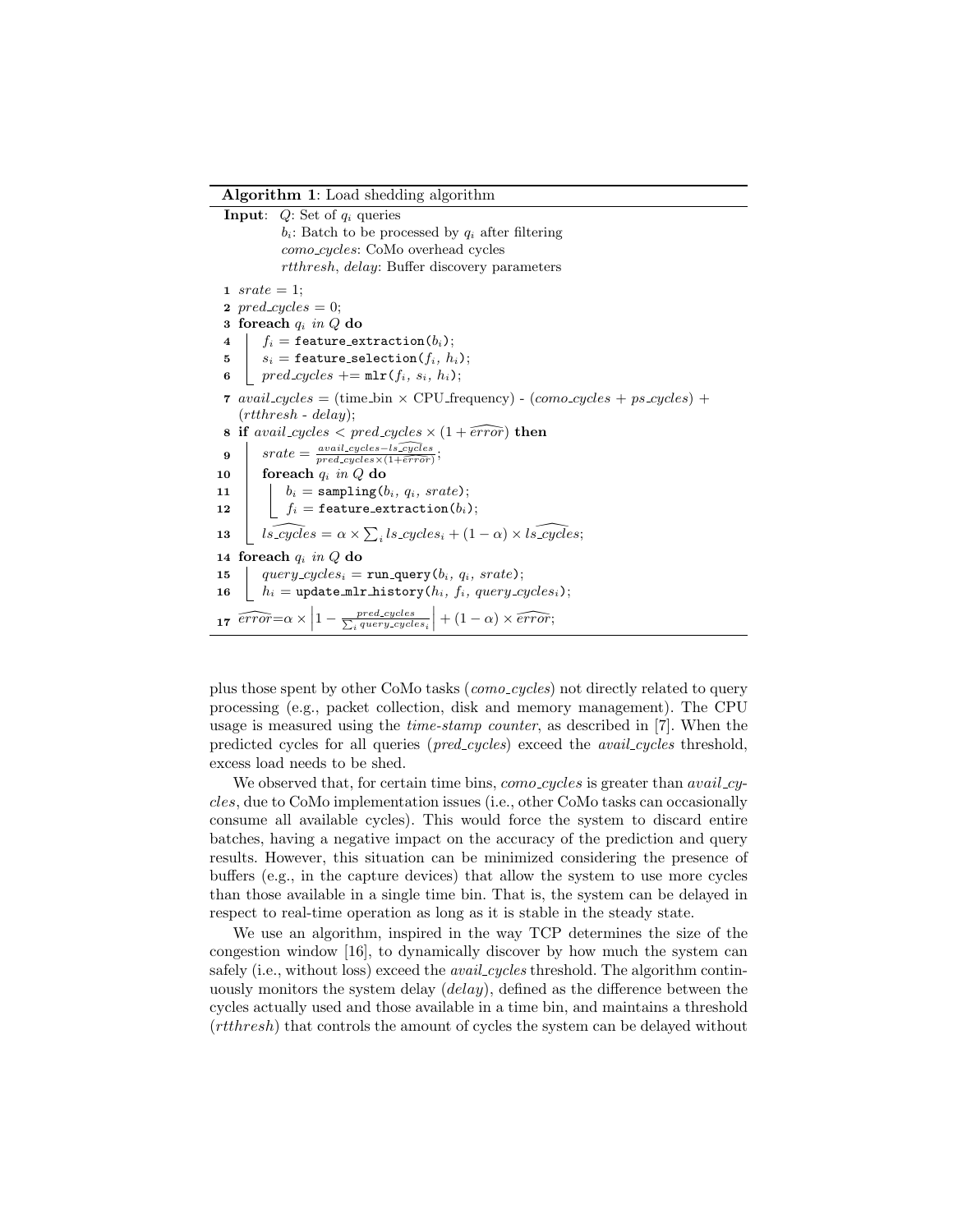**Algorithm 1**: Load shedding algorithm

```
Input:  Q: Set of q_i queries
        b_i: Batch to be processed by q_i after filtering
        como_cycles: CoMo overhead cycles
        rtthresh, delay: Buffer discovery parameters

 1  srate = 1;
 2  pred_cycles = 0;
 3  foreach q_i in Q do
 4      f_i = feature_extraction(b_i);
 5      s_i = feature_selection(f_i, h_i);
 6      pred_cycles += mlr(f_i, s_i, h_i);
 7  avail_cycles = (time_bin × CPU_frequency) - (como_cycles + ps_cycles) +
    (rtthresh - delay);
 8  if avail_cycles < pred_cycles × (1 + error^) then
 9      srate = (avail_cycles − ls_cycles^) / (pred_cycles × (1 + error^));
10      foreach q_i in Q do
11          b_i = sampling(b_i, q_i, srate);
12          f_i = feature_extraction(b_i);
13      ls_cycles^ = α × Σ_i ls_cycles_i + (1 − α) × ls_cycles^;
14  foreach q_i in Q do
15      query_cycles_i = run_query(b_i, q_i, srate);
16      h_i = update_mlr_history(h_i, f_i, query_cycles_i);
17  error^ = α × |1 − pred_cycles / Σ_i query_cycles_i| + (1 − α) × error^;
```

Line 8: $avail\_cycles < pred\_cycles \times (1 + \widehat{error})$

Line 9: $srate = \frac{avail\_cycles - \widehat{ls\_cycles}}{pred\_cycles \times (1+\widehat{error})}$

Line 13: $\widehat{ls\_cycles} = \alpha \times \sum_i ls\_cycles_i + (1 - \alpha) \times \widehat{ls\_cycles}$

Line 17: $\widehat{error} = \alpha \times \left|1 - \frac{pred\_cycles}{\sum_i query\_cycles_i}\right| + (1 - \alpha) \times \widehat{error}$

plus those spent by other CoMo tasks (*como_cycles*) not directly related to query processing (e.g., packet collection, disk and memory management). The CPU usage is measured using the *time-stamp counter*, as described in [7]. When the predicted cycles for all queries (*pred_cycles*) exceed the *avail_cycles* threshold, excess load needs to be shed.

We observed that, for certain time bins, *como_cycles* is greater than *avail_cycles*, due to CoMo implementation issues (i.e., other CoMo tasks can occasionally consume all available cycles). This would force the system to discard entire batches, having a negative impact on the accuracy of the prediction and query results. However, this situation can be minimized considering the presence of buffers (e.g., in the capture devices) that allow the system to use more cycles than those available in a single time bin. That is, the system can be delayed in respect to real-time operation as long as it is stable in the steady state.

We use an algorithm, inspired in the way TCP determines the size of the congestion window [16], to dynamically discover by how much the system can safely (i.e., without loss) exceed the *avail_cycles* threshold. The algorithm continuously monitors the system delay (*delay*), defined as the difference between the cycles actually used and those available in a time bin, and maintains a threshold (*rtthresh*) that controls the amount of cycles the system can be delayed without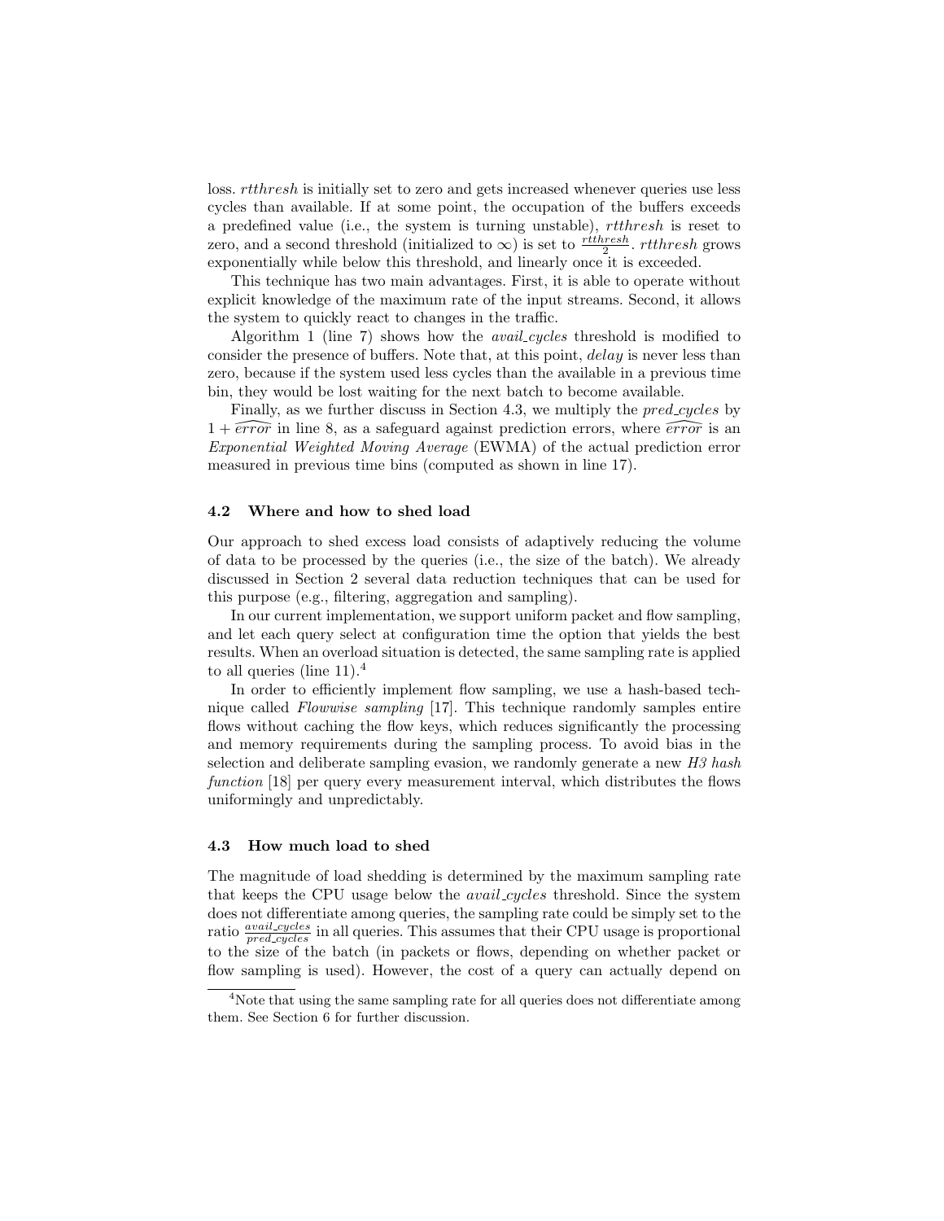loss. *rtthresh* is initially set to zero and gets increased whenever queries use less cycles than available. If at some point, the occupation of the buffers exceeds a predefined value (i.e., the system is turning unstable), *rtthresh* is reset to zero, and a second threshold (initialized to $\infty$) is set to $\frac{rtthresh}{2}$. *rtthresh* grows exponentially while below this threshold, and linearly once it is exceeded.

This technique has two main advantages. First, it is able to operate without explicit knowledge of the maximum rate of the input streams. Second, it allows the system to quickly react to changes in the traffic.

Algorithm 1 (line 7) shows how the *avail_cycles* threshold is modified to consider the presence of buffers. Note that, at this point, *delay* is never less than zero, because if the system used less cycles than the available in a previous time bin, they would be lost waiting for the next batch to become available.

Finally, as we further discuss in Section 4.3, we multiply the *pred_cycles* by $1 + \widehat{error}$ in line 8, as a safeguard against prediction errors, where $\widehat{error}$ is an *Exponential Weighted Moving Average* (EWMA) of the actual prediction error measured in previous time bins (computed as shown in line 17).

### 4.2 Where and how to shed load

Our approach to shed excess load consists of adaptively reducing the volume of data to be processed by the queries (i.e., the size of the batch). We already discussed in Section 2 several data reduction techniques that can be used for this purpose (e.g., filtering, aggregation and sampling).

In our current implementation, we support uniform packet and flow sampling, and let each query select at configuration time the option that yields the best results. When an overload situation is detected, the same sampling rate is applied to all queries (line 11).[4]

In order to efficiently implement flow sampling, we use a hash-based technique called *Flowwise sampling* [17]. This technique randomly samples entire flows without caching the flow keys, which reduces significantly the processing and memory requirements during the sampling process. To avoid bias in the selection and deliberate sampling evasion, we randomly generate a new *H3 hash function* [18] per query every measurement interval, which distributes the flows uniformingly and unpredictably.

### 4.3 How much load to shed

The magnitude of load shedding is determined by the maximum sampling rate that keeps the CPU usage below the *avail_cycles* threshold. Since the system does not differentiate among queries, the sampling rate could be simply set to the ratio $\frac{avail\_cycles}{pred\_cycles}$ in all queries. This assumes that their CPU usage is proportional to the size of the batch (in packets or flows, depending on whether packet or flow sampling is used). However, the cost of a query can actually depend on

[4]Note that using the same sampling rate for all queries does not differentiate among them. See Section 6 for further discussion.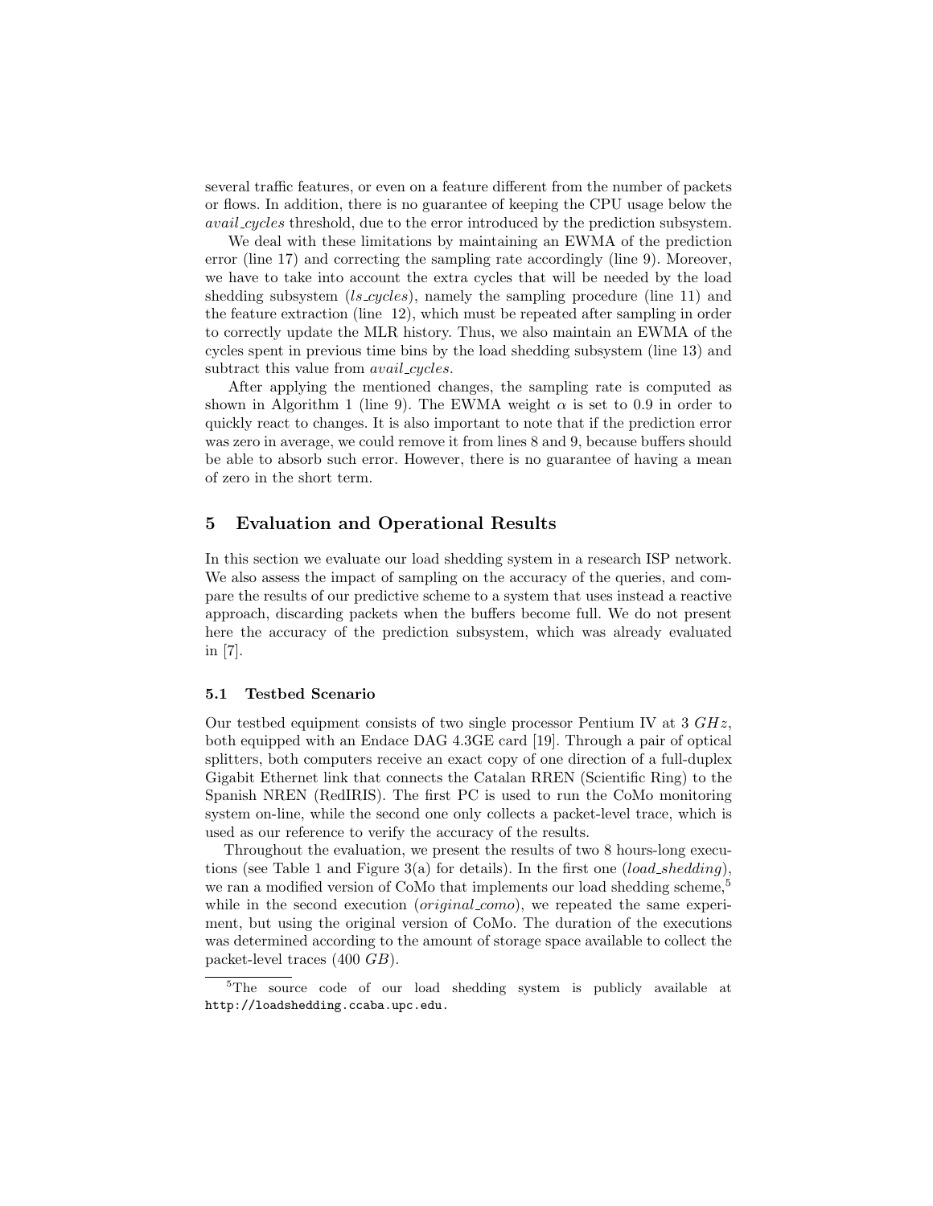several traffic features, or even on a feature different from the number of packets or flows. In addition, there is no guarantee of keeping the CPU usage below the *avail_cycles* threshold, due to the error introduced by the prediction subsystem.

We deal with these limitations by maintaining an EWMA of the prediction error (line 17) and correcting the sampling rate accordingly (line 9). Moreover, we have to take into account the extra cycles that will be needed by the load shedding subsystem (*ls_cycles*), namely the sampling procedure (line 11) and the feature extraction (line 12), which must be repeated after sampling in order to correctly update the MLR history. Thus, we also maintain an EWMA of the cycles spent in previous time bins by the load shedding subsystem (line 13) and subtract this value from *avail_cycles*.

After applying the mentioned changes, the sampling rate is computed as shown in Algorithm 1 (line 9). The EWMA weight $\alpha$ is set to 0.9 in order to quickly react to changes. It is also important to note that if the prediction error was zero in average, we could remove it from lines 8 and 9, because buffers should be able to absorb such error. However, there is no guarantee of having a mean of zero in the short term.

## 5 Evaluation and Operational Results

In this section we evaluate our load shedding system in a research ISP network. We also assess the impact of sampling on the accuracy of the queries, and compare the results of our predictive scheme to a system that uses instead a reactive approach, discarding packets when the buffers become full. We do not present here the accuracy of the prediction subsystem, which was already evaluated in [7].

### 5.1 Testbed Scenario

Our testbed equipment consists of two single processor Pentium IV at 3 $GHz$, both equipped with an Endace DAG 4.3GE card [19]. Through a pair of optical splitters, both computers receive an exact copy of one direction of a full-duplex Gigabit Ethernet link that connects the Catalan RREN (Scientific Ring) to the Spanish NREN (RedIRIS). The first PC is used to run the CoMo monitoring system on-line, while the second one only collects a packet-level trace, which is used as our reference to verify the accuracy of the results.

Throughout the evaluation, we present the results of two 8 hours-long executions (see Table 1 and Figure 3(a) for details). In the first one (*load_shedding*), we ran a modified version of CoMo that implements our load shedding scheme,[5] while in the second execution (*original_como*), we repeated the same experiment, but using the original version of CoMo. The duration of the executions was determined according to the amount of storage space available to collect the packet-level traces (400 $GB$).

[5] The source code of our load shedding system is publicly available at http://loadshedding.ccaba.upc.edu.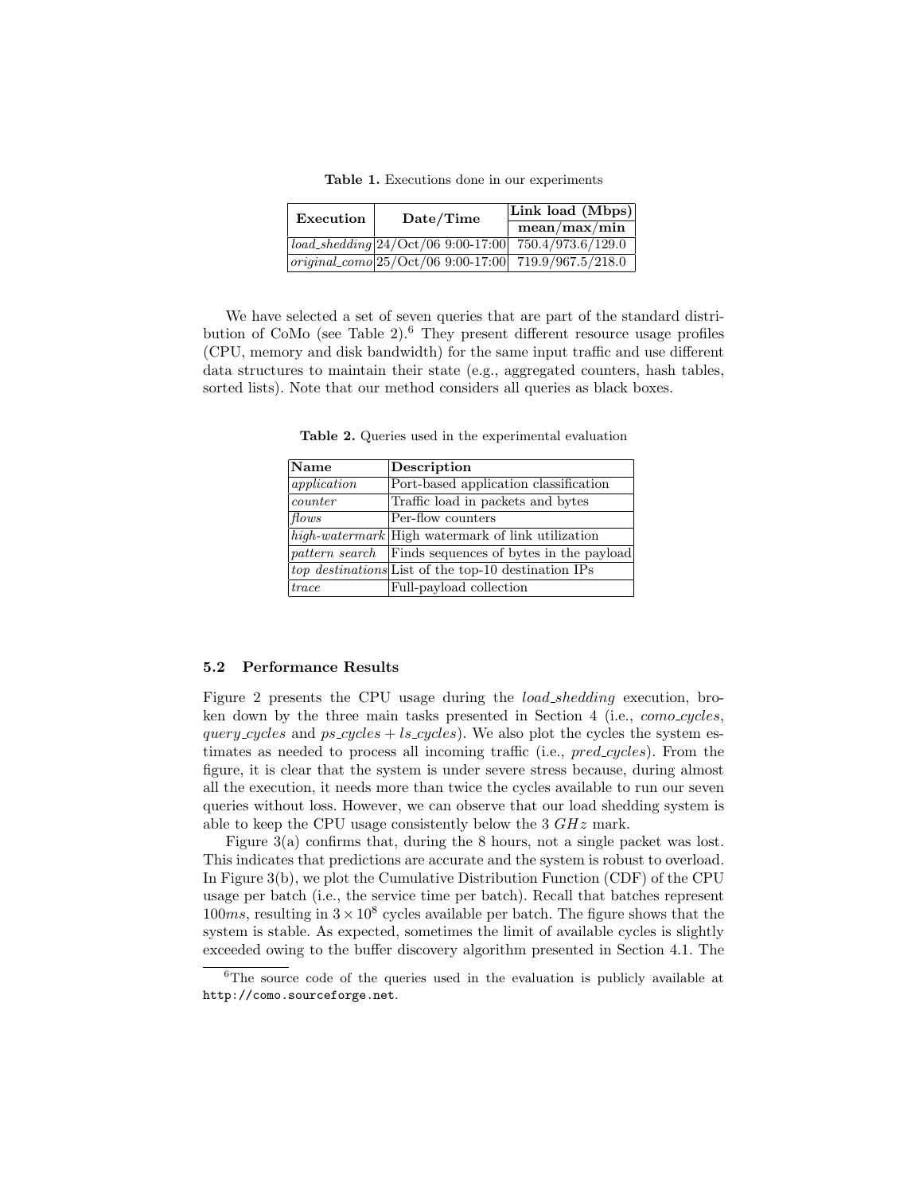**Table 1.** Executions done in our experiments

| Execution | Date/Time | Link load (Mbps) |
|---|---|---|
| | | mean/max/min |
| *load_shedding* | 24/Oct/06 9:00-17:00 | 750.4/973.6/129.0 |
| *original_como* | 25/Oct/06 9:00-17:00 | 719.9/967.5/218.0 |

We have selected a set of seven queries that are part of the standard distribution of CoMo (see Table 2).[6] They present different resource usage profiles (CPU, memory and disk bandwidth) for the same input traffic and use different data structures to maintain their state (e.g., aggregated counters, hash tables, sorted lists). Note that our method considers all queries as black boxes.

**Table 2.** Queries used in the experimental evaluation

| Name | Description |
|---|---|
| *application* | Port-based application classification |
| *counter* | Traffic load in packets and bytes |
| *flows* | Per-flow counters |
| *high-watermark* | High watermark of link utilization |
| *pattern search* | Finds sequences of bytes in the payload |
| *top destinations* | List of the top-10 destination IPs |
| *trace* | Full-payload collection |

### 5.2 Performance Results

Figure 2 presents the CPU usage during the *load_shedding* execution, broken down by the three main tasks presented in Section 4 (i.e., *como_cycles*, *query_cycles* and *ps_cycles* + *ls_cycles*). We also plot the cycles the system estimates as needed to process all incoming traffic (i.e., *pred_cycles*). From the figure, it is clear that the system is under severe stress because, during almost all the execution, it needs more than twice the cycles available to run our seven queries without loss. However, we can observe that our load shedding system is able to keep the CPU usage consistently below the 3 $GHz$ mark.

Figure 3(a) confirms that, during the 8 hours, not a single packet was lost. This indicates that predictions are accurate and the system is robust to overload. In Figure 3(b), we plot the Cumulative Distribution Function (CDF) of the CPU usage per batch (i.e., the service time per batch). Recall that batches represent $100ms$, resulting in $3 \times 10^8$ cycles available per batch. The figure shows that the system is stable. As expected, sometimes the limit of available cycles is slightly exceeded owing to the buffer discovery algorithm presented in Section 4.1. The

[6] The source code of the queries used in the evaluation is publicly available at `http://como.sourceforge.net`.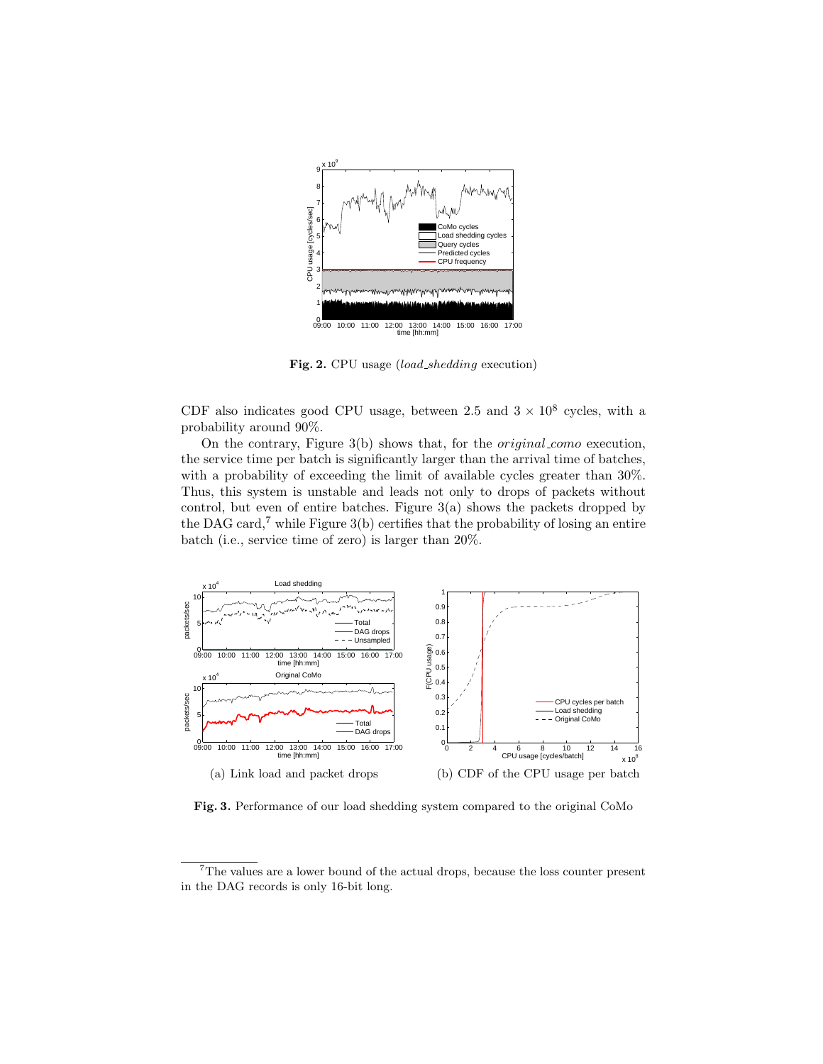**Fig. 2.** CPU usage (*load_shedding* execution)

CDF also indicates good CPU usage, between 2.5 and $3 \times 10^8$ cycles, with a probability around 90%.

On the contrary, Figure 3(b) shows that, for the *original_como* execution, the service time per batch is significantly larger than the arrival time of batches, with a probability of exceeding the limit of available cycles greater than 30%. Thus, this system is unstable and leads not only to drops of packets without control, but even of entire batches. Figure 3(a) shows the packets dropped by the DAG card,[7] while Figure 3(b) certifies that the probability of losing an entire batch (i.e., service time of zero) is larger than 20%.

(a) Link load and packet drops

(b) CDF of the CPU usage per batch

**Fig. 3.** Performance of our load shedding system compared to the original CoMo

[7] The values are a lower bound of the actual drops, because the loss counter present in the DAG records is only 16-bit long.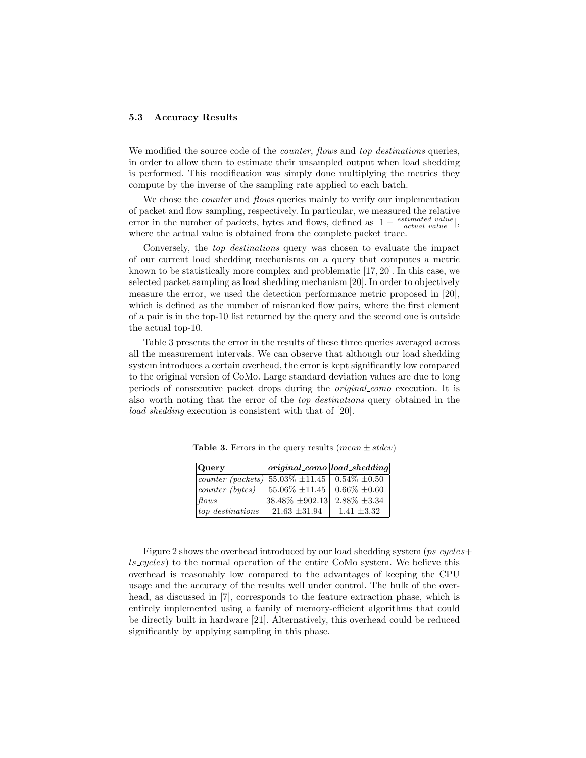### 5.3 Accuracy Results

We modified the source code of the *counter*, *flows* and *top destinations* queries, in order to allow them to estimate their unsampled output when load shedding is performed. This modification was simply done multiplying the metrics they compute by the inverse of the sampling rate applied to each batch.

We chose the *counter* and *flows* queries mainly to verify our implementation of packet and flow sampling, respectively. In particular, we measured the relative error in the number of packets, bytes and flows, defined as $|1 - \frac{estimated\ value}{actual\ value}|$, where the actual value is obtained from the complete packet trace.

Conversely, the *top destinations* query was chosen to evaluate the impact of our current load shedding mechanisms on a query that computes a metric known to be statistically more complex and problematic [17, 20]. In this case, we selected packet sampling as load shedding mechanism [20]. In order to objectively measure the error, we used the detection performance metric proposed in [20], which is defined as the number of misranked flow pairs, where the first element of a pair is in the top-10 list returned by the query and the second one is outside the actual top-10.

Table 3 presents the error in the results of these three queries averaged across all the measurement intervals. We can observe that although our load shedding system introduces a certain overhead, the error is kept significantly low compared to the original version of CoMo. Large standard deviation values are due to long periods of consecutive packet drops during the *original_como* execution. It is also worth noting that the error of the *top destinations* query obtained in the *load_shedding* execution is consistent with that of [20].

**Table 3.** Errors in the query results ($mean \pm stdev$)

| Query | *original_como* | *load_shedding* |
|---|---|---|
| *counter (packets)* | 55.03% ±11.45 | 0.54% ±0.50 |
| *counter (bytes)* | 55.06% ±11.45 | 0.66% ±0.60 |
| *flows* | 38.48% ±902.13 | 2.88% ±3.34 |
| *top destinations* | 21.63 ±31.94 | 1.41 ±3.32 |

Figure 2 shows the overhead introduced by our load shedding system (*ps_cycles*+ *ls_cycles*) to the normal operation of the entire CoMo system. We believe this overhead is reasonably low compared to the advantages of keeping the CPU usage and the accuracy of the results well under control. The bulk of the overhead, as discussed in [7], corresponds to the feature extraction phase, which is entirely implemented using a family of memory-efficient algorithms that could be directly built in hardware [21]. Alternatively, this overhead could be reduced significantly by applying sampling in this phase.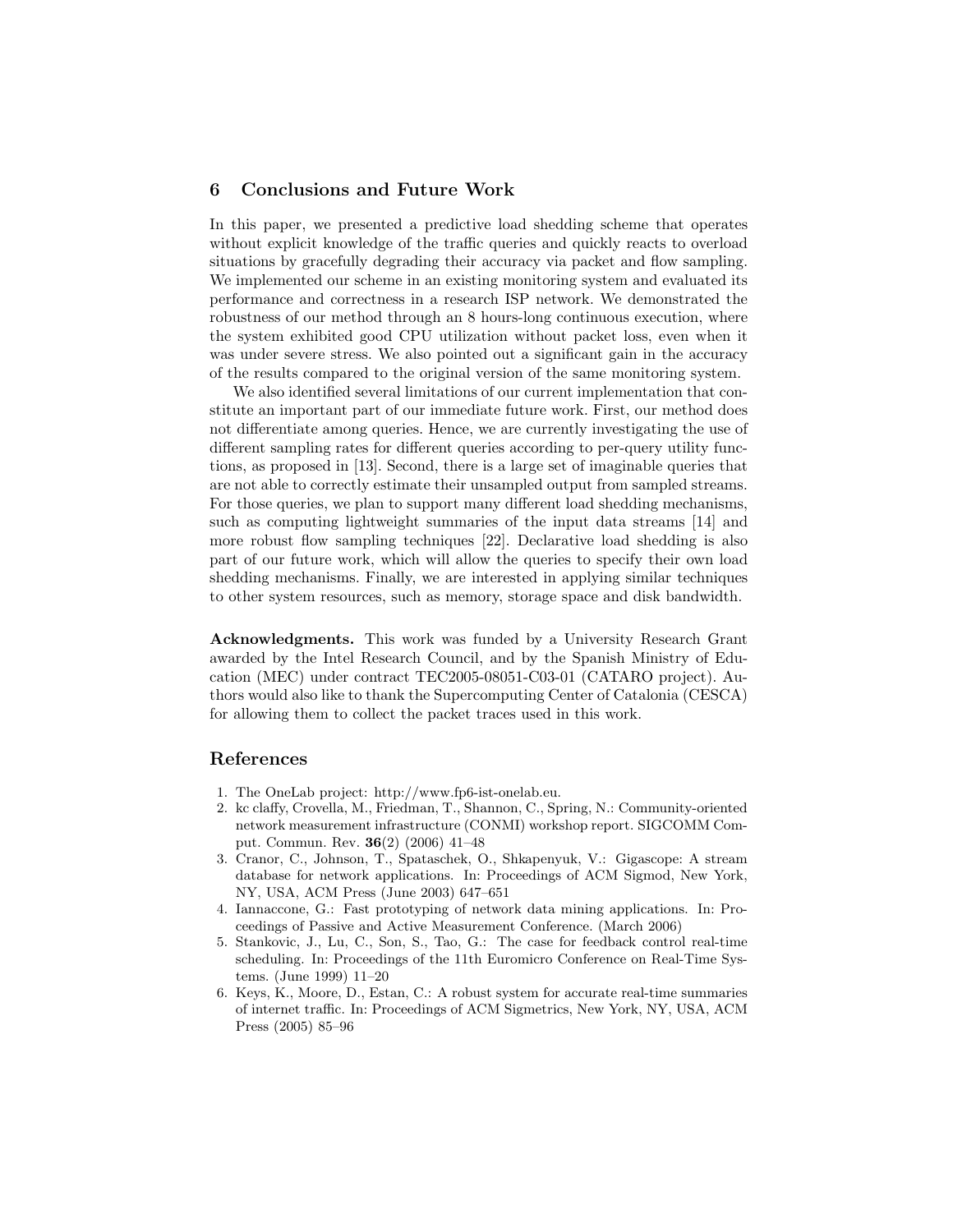## 6 Conclusions and Future Work

In this paper, we presented a predictive load shedding scheme that operates without explicit knowledge of the traffic queries and quickly reacts to overload situations by gracefully degrading their accuracy via packet and flow sampling. We implemented our scheme in an existing monitoring system and evaluated its performance and correctness in a research ISP network. We demonstrated the robustness of our method through an 8 hours-long continuous execution, where the system exhibited good CPU utilization without packet loss, even when it was under severe stress. We also pointed out a significant gain in the accuracy of the results compared to the original version of the same monitoring system.

We also identified several limitations of our current implementation that constitute an important part of our immediate future work. First, our method does not differentiate among queries. Hence, we are currently investigating the use of different sampling rates for different queries according to per-query utility functions, as proposed in [13]. Second, there is a large set of imaginable queries that are not able to correctly estimate their unsampled output from sampled streams. For those queries, we plan to support many different load shedding mechanisms, such as computing lightweight summaries of the input data streams [14] and more robust flow sampling techniques [22]. Declarative load shedding is also part of our future work, which will allow the queries to specify their own load shedding mechanisms. Finally, we are interested in applying similar techniques to other system resources, such as memory, storage space and disk bandwidth.

**Acknowledgments.** This work was funded by a University Research Grant awarded by the Intel Research Council, and by the Spanish Ministry of Education (MEC) under contract TEC2005-08051-C03-01 (CATARO project). Authors would also like to thank the Supercomputing Center of Catalonia (CESCA) for allowing them to collect the packet traces used in this work.

## References

1. The OneLab project: http://www.fp6-ist-onelab.eu.
2. kc claffy, Crovella, M., Friedman, T., Shannon, C., Spring, N.: Community-oriented network measurement infrastructure (CONMI) workshop report. SIGCOMM Comput. Commun. Rev. **36**(2) (2006) 41–48
3. Cranor, C., Johnson, T., Spataschek, O., Shkapenyuk, V.: Gigascope: A stream database for network applications. In: Proceedings of ACM Sigmod, New York, NY, USA, ACM Press (June 2003) 647–651
4. Iannaccone, G.: Fast prototyping of network data mining applications. In: Proceedings of Passive and Active Measurement Conference. (March 2006)
5. Stankovic, J., Lu, C., Son, S., Tao, G.: The case for feedback control real-time scheduling. In: Proceedings of the 11th Euromicro Conference on Real-Time Systems. (June 1999) 11–20
6. Keys, K., Moore, D., Estan, C.: A robust system for accurate real-time summaries of internet traffic. In: Proceedings of ACM Sigmetrics, New York, NY, USA, ACM Press (2005) 85–96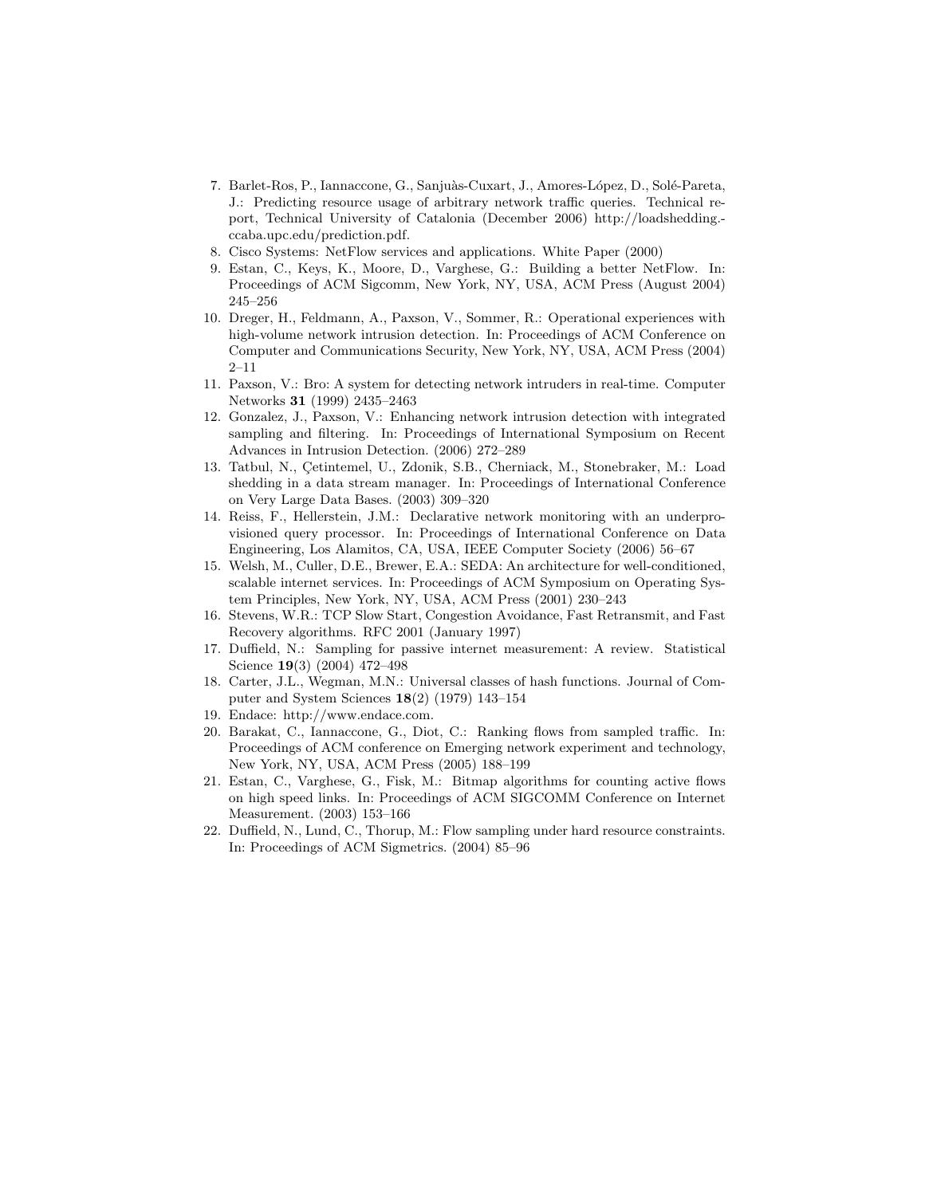7. Barlet-Ros, P., Iannaccone, G., Sanjuàs-Cuxart, J., Amores-López, D., Solé-Pareta, J.: Predicting resource usage of arbitrary network traffic queries. Technical report, Technical University of Catalonia (December 2006) http://loadshedding.ccaba.upc.edu/prediction.pdf.
8. Cisco Systems: NetFlow services and applications. White Paper (2000)
9. Estan, C., Keys, K., Moore, D., Varghese, G.: Building a better NetFlow. In: Proceedings of ACM Sigcomm, New York, NY, USA, ACM Press (August 2004) 245–256
10. Dreger, H., Feldmann, A., Paxson, V., Sommer, R.: Operational experiences with high-volume network intrusion detection. In: Proceedings of ACM Conference on Computer and Communications Security, New York, NY, USA, ACM Press (2004) 2–11
11. Paxson, V.: Bro: A system for detecting network intruders in real-time. Computer Networks **31** (1999) 2435–2463
12. Gonzalez, J., Paxson, V.: Enhancing network intrusion detection with integrated sampling and filtering. In: Proceedings of International Symposium on Recent Advances in Intrusion Detection. (2006) 272–289
13. Tatbul, N., Çetintemel, U., Zdonik, S.B., Cherniack, M., Stonebraker, M.: Load shedding in a data stream manager. In: Proceedings of International Conference on Very Large Data Bases. (2003) 309–320
14. Reiss, F., Hellerstein, J.M.: Declarative network monitoring with an underprovisioned query processor. In: Proceedings of International Conference on Data Engineering, Los Alamitos, CA, USA, IEEE Computer Society (2006) 56–67
15. Welsh, M., Culler, D.E., Brewer, E.A.: SEDA: An architecture for well-conditioned, scalable internet services. In: Proceedings of ACM Symposium on Operating System Principles, New York, NY, USA, ACM Press (2001) 230–243
16. Stevens, W.R.: TCP Slow Start, Congestion Avoidance, Fast Retransmit, and Fast Recovery algorithms. RFC 2001 (January 1997)
17. Duffield, N.: Sampling for passive internet measurement: A review. Statistical Science **19**(3) (2004) 472–498
18. Carter, J.L., Wegman, M.N.: Universal classes of hash functions. Journal of Computer and System Sciences **18**(2) (1979) 143–154
19. Endace: http://www.endace.com.
20. Barakat, C., Iannaccone, G., Diot, C.: Ranking flows from sampled traffic. In: Proceedings of ACM conference on Emerging network experiment and technology, New York, NY, USA, ACM Press (2005) 188–199
21. Estan, C., Varghese, G., Fisk, M.: Bitmap algorithms for counting active flows on high speed links. In: Proceedings of ACM SIGCOMM Conference on Internet Measurement. (2003) 153–166
22. Duffield, N., Lund, C., Thorup, M.: Flow sampling under hard resource constraints. In: Proceedings of ACM Sigmetrics. (2004) 85–96